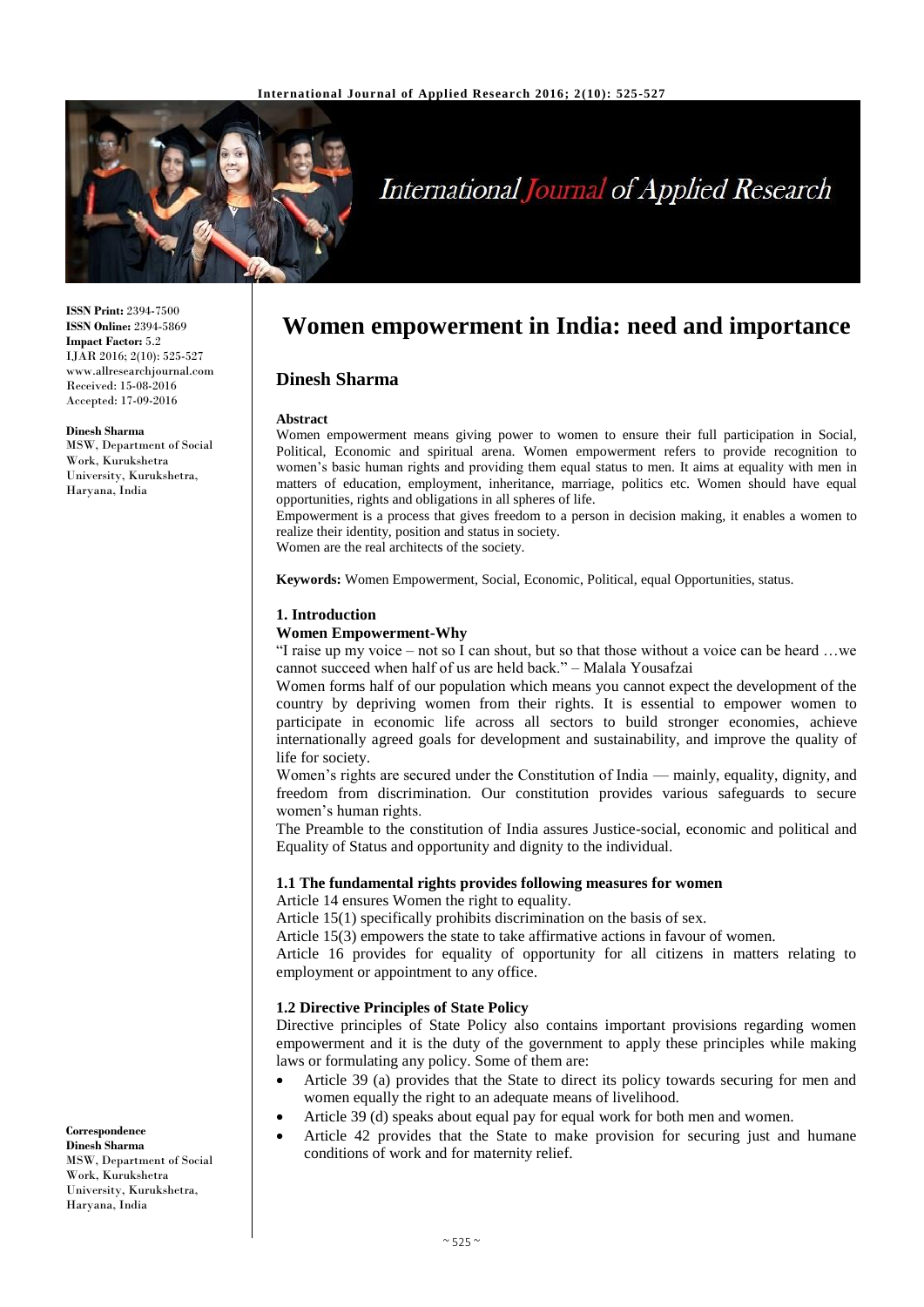ISSN Print: 2394-7500
ISSN Online: 2394-5869
Impact Factor: 5.2
IJAR 2016; 2(10): 525-527
www.allresearchjournal.com
Received: 15-08-2016
Accepted: 17-09-2016

**Dinesh Sharma**
MSW, Department of Social Work, Kurukshetra University, Kurukshetra, Haryana, India

**Correspondence**
**Dinesh Sharma**
MSW, Department of Social Work, Kurukshetra University, Kurukshetra, Haryana, India

# Women empowerment in India: need and importance

## Dinesh Sharma

**Abstract**

Women empowerment means giving power to women to ensure their full participation in Social, Political, Economic and spiritual arena. Women empowerment refers to provide recognition to women's basic human rights and providing them equal status to men. It aims at equality with men in matters of education, employment, inheritance, marriage, politics etc. Women should have equal opportunities, rights and obligations in all spheres of life.

Empowerment is a process that gives freedom to a person in decision making, it enables a women to realize their identity, position and status in society.

Women are the real architects of the society.

**Keywords:** Women Empowerment, Social, Economic, Political, equal Opportunities, status.

## 1. Introduction

**Women Empowerment-Why**

"I raise up my voice – not so I can shout, but so that those without a voice can be heard …we cannot succeed when half of us are held back." – Malala Yousafzai

Women forms half of our population which means you cannot expect the development of the country by depriving women from their rights. It is essential to empower women to participate in economic life across all sectors to build stronger economies, achieve internationally agreed goals for development and sustainability, and improve the quality of life for society.

Women's rights are secured under the Constitution of India — mainly, equality, dignity, and freedom from discrimination. Our constitution provides various safeguards to secure women's human rights.

The Preamble to the constitution of India assures Justice-social, economic and political and Equality of Status and opportunity and dignity to the individual.

### 1.1 The fundamental rights provides following measures for women

Article 14 ensures Women the right to equality.

Article 15(1) specifically prohibits discrimination on the basis of sex.

Article 15(3) empowers the state to take affirmative actions in favour of women.

Article 16 provides for equality of opportunity for all citizens in matters relating to employment or appointment to any office.

### 1.2 Directive Principles of State Policy

Directive principles of State Policy also contains important provisions regarding women empowerment and it is the duty of the government to apply these principles while making laws or formulating any policy. Some of them are:

- Article 39 (a) provides that the State to direct its policy towards securing for men and women equally the right to an adequate means of livelihood.
- Article 39 (d) speaks about equal pay for equal work for both men and women.
- Article 42 provides that the State to make provision for securing just and humane conditions of work and for maternity relief.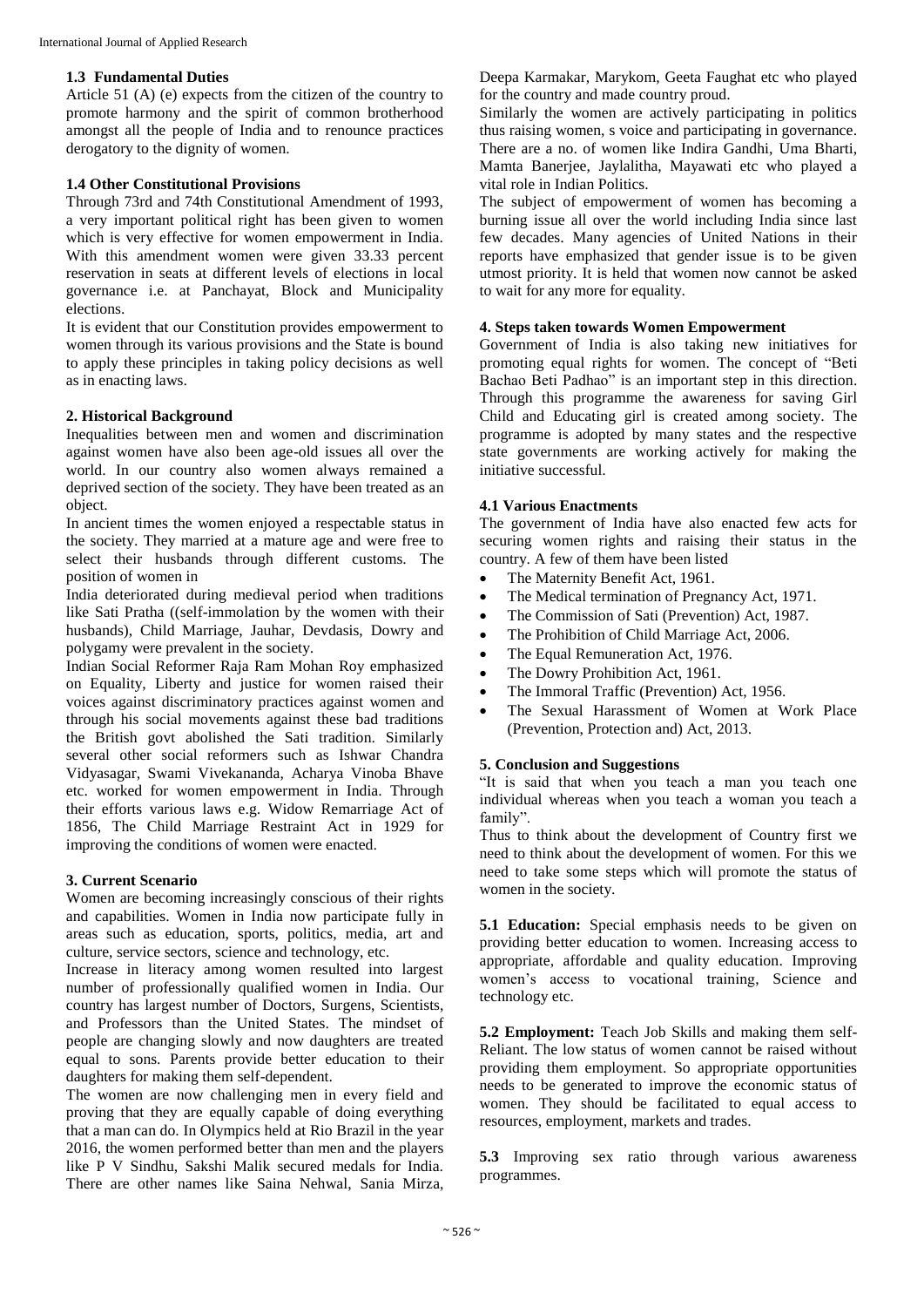### 1.3 Fundamental Duties

Article 51 (A) (e) expects from the citizen of the country to promote harmony and the spirit of common brotherhood amongst all the people of India and to renounce practices derogatory to the dignity of women.

### 1.4 Other Constitutional Provisions

Through 73rd and 74th Constitutional Amendment of 1993, a very important political right has been given to women which is very effective for women empowerment in India. With this amendment women were given 33.33 percent reservation in seats at different levels of elections in local governance i.e. at Panchayat, Block and Municipality elections.

It is evident that our Constitution provides empowerment to women through its various provisions and the State is bound to apply these principles in taking policy decisions as well as in enacting laws.

## 2. Historical Background

Inequalities between men and women and discrimination against women have also been age-old issues all over the world. In our country also women always remained a deprived section of the society. They have been treated as an object.

In ancient times the women enjoyed a respectable status in the society. They married at a mature age and were free to select their husbands through different customs. The position of women in

India deteriorated during medieval period when traditions like Sati Pratha ((self-immolation by the women with their husbands), Child Marriage, Jauhar, Devdasis, Dowry and polygamy were prevalent in the society.

Indian Social Reformer Raja Ram Mohan Roy emphasized on Equality, Liberty and justice for women raised their voices against discriminatory practices against women and through his social movements against these bad traditions the British govt abolished the Sati tradition. Similarly several other social reformers such as Ishwar Chandra Vidyasagar, Swami Vivekananda, Acharya Vinoba Bhave etc. worked for women empowerment in India. Through their efforts various laws e.g. Widow Remarriage Act of 1856, The Child Marriage Restraint Act in 1929 for improving the conditions of women were enacted.

## 3. Current Scenario

Women are becoming increasingly conscious of their rights and capabilities. Women in India now participate fully in areas such as education, sports, politics, media, art and culture, service sectors, science and technology, etc.

Increase in literacy among women resulted into largest number of professionally qualified women in India. Our country has largest number of Doctors, Surgens, Scientists, and Professors than the United States. The mindset of people are changing slowly and now daughters are treated equal to sons. Parents provide better education to their daughters for making them self-dependent.

The women are now challenging men in every field and proving that they are equally capable of doing everything that a man can do. In Olympics held at Rio Brazil in the year 2016, the women performed better than men and the players like P V Sindhu, Sakshi Malik secured medals for India. There are other names like Saina Nehwal, Sania Mirza, Deepa Karmakar, Marykom, Geeta Faughat etc who played for the country and made country proud.

Similarly the women are actively participating in politics thus raising women, s voice and participating in governance. There are a no. of women like Indira Gandhi, Uma Bharti, Mamta Banerjee, Jaylalitha, Mayawati etc who played a vital role in Indian Politics.

The subject of empowerment of women has becoming a burning issue all over the world including India since last few decades. Many agencies of United Nations in their reports have emphasized that gender issue is to be given utmost priority. It is held that women now cannot be asked to wait for any more for equality.

## 4. Steps taken towards Women Empowerment

Government of India is also taking new initiatives for promoting equal rights for women. The concept of "Beti Bachao Beti Padhao" is an important step in this direction. Through this programme the awareness for saving Girl Child and Educating girl is created among society. The programme is adopted by many states and the respective state governments are working actively for making the initiative successful.

### 4.1 Various Enactments

The government of India have also enacted few acts for securing women rights and raising their status in the country. A few of them have been listed

- The Maternity Benefit Act, 1961.
- The Medical termination of Pregnancy Act, 1971.
- The Commission of Sati (Prevention) Act, 1987.
- The Prohibition of Child Marriage Act, 2006.
- The Equal Remuneration Act, 1976.
- The Dowry Prohibition Act, 1961.
- The Immoral Traffic (Prevention) Act, 1956.
- The Sexual Harassment of Women at Work Place (Prevention, Protection and) Act, 2013.

## 5. Conclusion and Suggestions

"It is said that when you teach a man you teach one individual whereas when you teach a woman you teach a family".

Thus to think about the development of Country first we need to think about the development of women. For this we need to take some steps which will promote the status of women in the society.

**5.1 Education:** Special emphasis needs to be given on providing better education to women. Increasing access to appropriate, affordable and quality education. Improving women's access to vocational training, Science and technology etc.

**5.2 Employment:** Teach Job Skills and making them self-Reliant. The low status of women cannot be raised without providing them employment. So appropriate opportunities needs to be generated to improve the economic status of women. They should be facilitated to equal access to resources, employment, markets and trades.

**5.3** Improving sex ratio through various awareness programmes.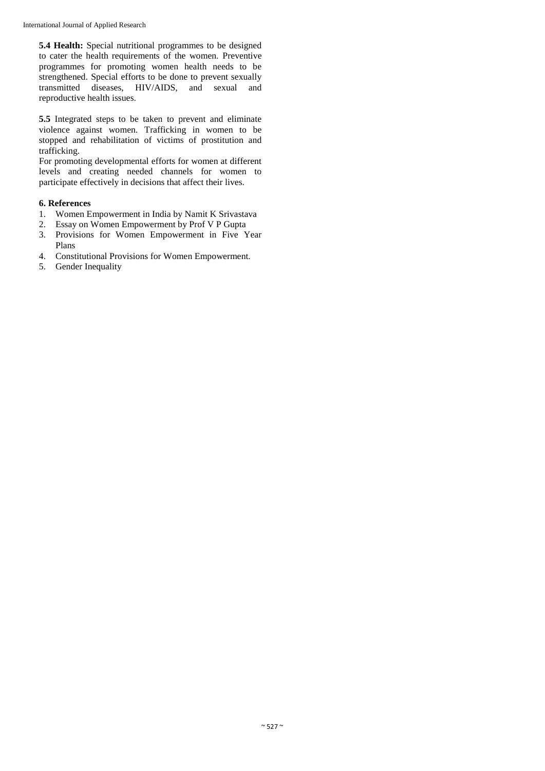**5.4 Health:** Special nutritional programmes to be designed to cater the health requirements of the women. Preventive programmes for promoting women health needs to be strengthened. Special efforts to be done to prevent sexually transmitted diseases, HIV/AIDS, and sexual and reproductive health issues.

**5.5** Integrated steps to be taken to prevent and eliminate violence against women. Trafficking in women to be stopped and rehabilitation of victims of prostitution and trafficking.

For promoting developmental efforts for women at different levels and creating needed channels for women to participate effectively in decisions that affect their lives.

## 6. References

1. Women Empowerment in India by Namit K Srivastava
2. Essay on Women Empowerment by Prof V P Gupta
3. Provisions for Women Empowerment in Five Year Plans
4. Constitutional Provisions for Women Empowerment.
5. Gender Inequality